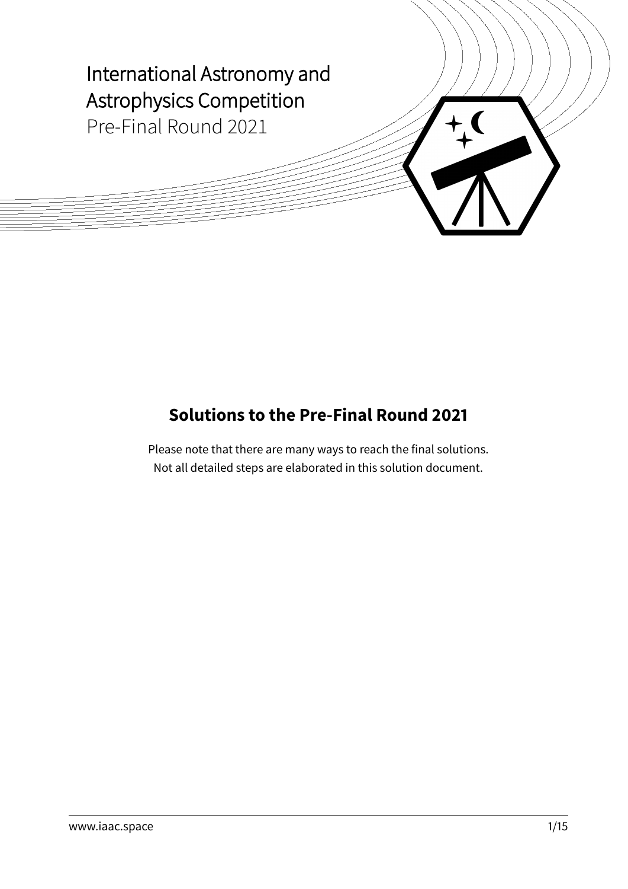International Astronomy and Astrophysics Competition

Pre-Final Round 2021

## Solutions to the Pre-Final Round 2021

Please note that there are many ways to reach the final solutions.
Not all detailed steps are elaborated in this solution document.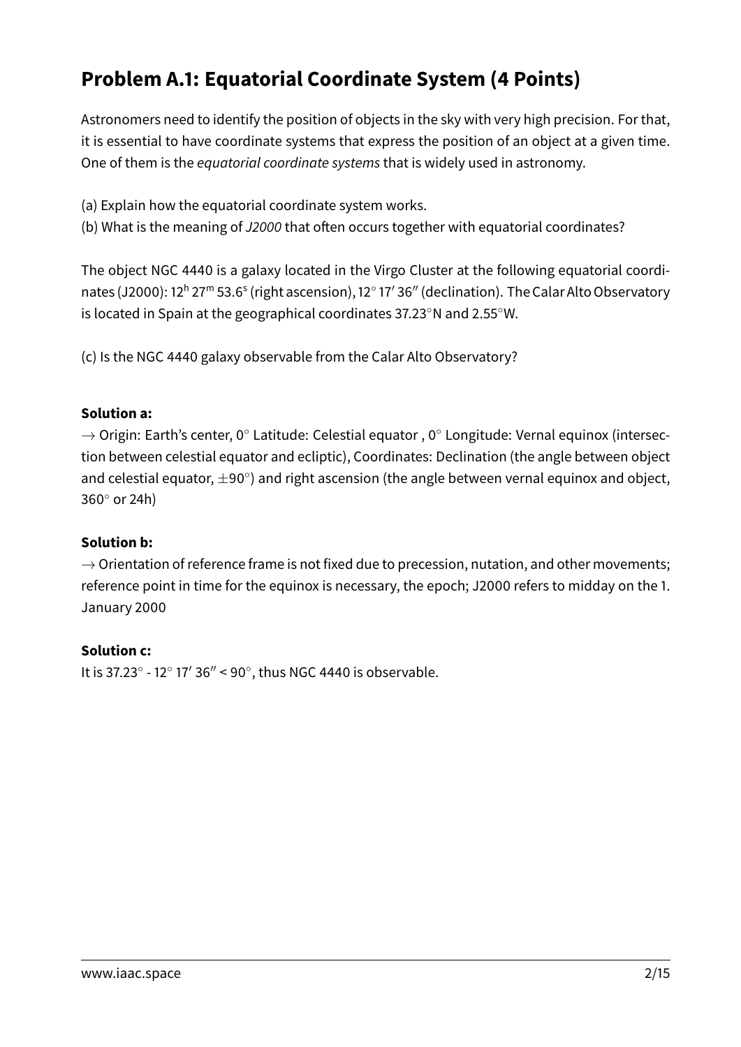## Problem A.1: Equatorial Coordinate System (4 Points)

Astronomers need to identify the position of objects in the sky with very high precision. For that, it is essential to have coordinate systems that express the position of an object at a given time. One of them is the *equatorial coordinate systems* that is widely used in astronomy.

(a) Explain how the equatorial coordinate system works.
(b) What is the meaning of *J2000* that often occurs together with equatorial coordinates?

The object NGC 4440 is a galaxy located in the Virgo Cluster at the following equatorial coordinates (J2000): $12^h\,27^m\,53.6^s$ (right ascension), $12^\circ\,17'\,36''$ (declination). The Calar Alto Observatory is located in Spain at the geographical coordinates $37.23^\circ$N and $2.55^\circ$W.

(c) Is the NGC 4440 galaxy observable from the Calar Alto Observatory?

**Solution a:**
$\rightarrow$ Origin: Earth's center, $0^\circ$ Latitude: Celestial equator , $0^\circ$ Longitude: Vernal equinox (intersection between celestial equator and ecliptic), Coordinates: Declination (the angle between object and celestial equator, $\pm 90^\circ$) and right ascension (the angle between vernal equinox and object, $360^\circ$ or 24h)

**Solution b:**
$\rightarrow$ Orientation of reference frame is not fixed due to precession, nutation, and other movements; reference point in time for the equinox is necessary, the epoch; J2000 refers to midday on the 1. January 2000

**Solution c:**
It is $37.23^\circ$ - $12^\circ\,17'\,36''$ < $90^\circ$, thus NGC 4440 is observable.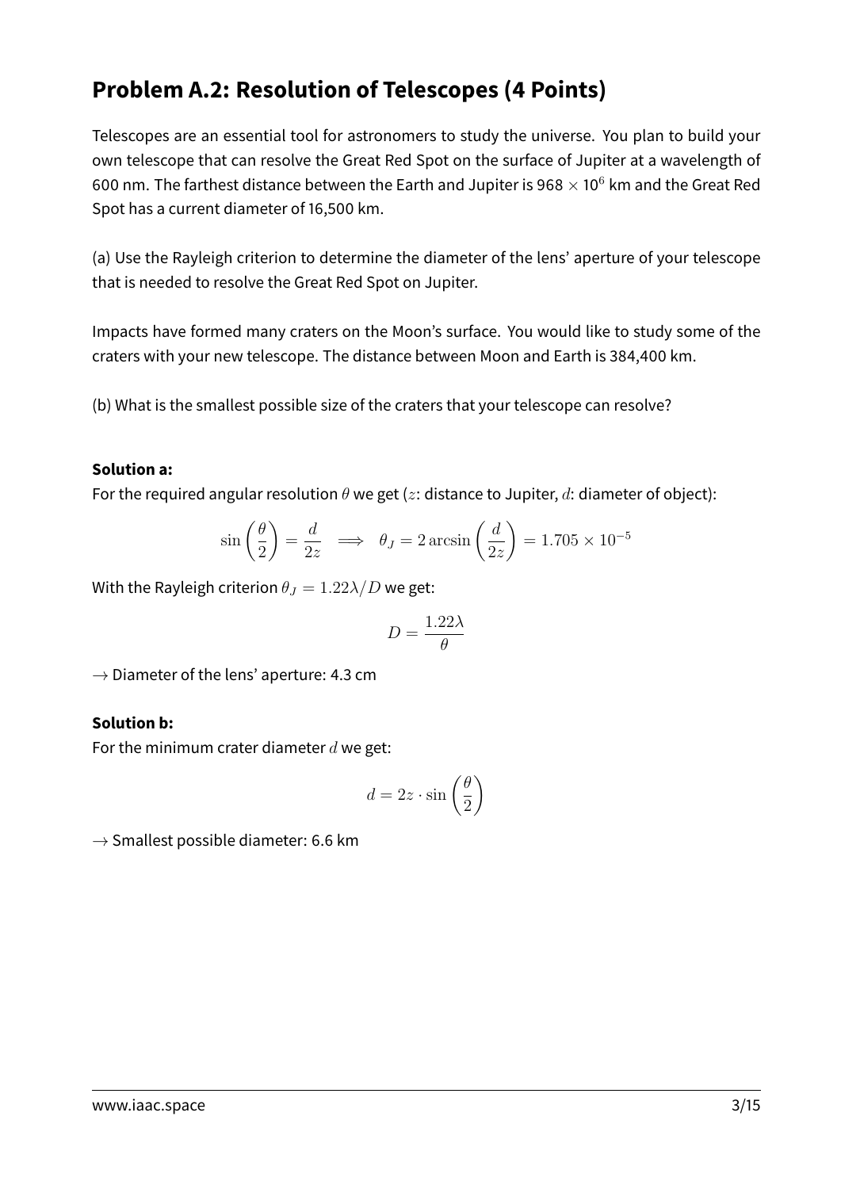## Problem A.2: Resolution of Telescopes (4 Points)

Telescopes are an essential tool for astronomers to study the universe. You plan to build your own telescope that can resolve the Great Red Spot on the surface of Jupiter at a wavelength of 600 nm. The farthest distance between the Earth and Jupiter is 968 $\times$ 10$^{6}$ km and the Great Red Spot has a current diameter of 16,500 km.

(a) Use the Rayleigh criterion to determine the diameter of the lens' aperture of your telescope that is needed to resolve the Great Red Spot on Jupiter.

Impacts have formed many craters on the Moon's surface. You would like to study some of the craters with your new telescope. The distance between Moon and Earth is 384,400 km.

(b) What is the smallest possible size of the craters that your telescope can resolve?

**Solution a:**

For the required angular resolution $\theta$ we get ($z$: distance to Jupiter, $d$: diameter of object):

$$\sin\left(\frac{\theta}{2}\right) = \frac{d}{2z} \implies \theta_J = 2\arcsin\left(\frac{d}{2z}\right) = 1.705 \times 10^{-5}$$

With the Rayleigh criterion $\theta_J = 1.22\lambda/D$ we get:

$$D = \frac{1.22\lambda}{\theta}$$

$\rightarrow$ Diameter of the lens' aperture: 4.3 cm

**Solution b:**

For the minimum crater diameter $d$ we get:

$$d = 2z \cdot \sin\left(\frac{\theta}{2}\right)$$

$\rightarrow$ Smallest possible diameter: 6.6 km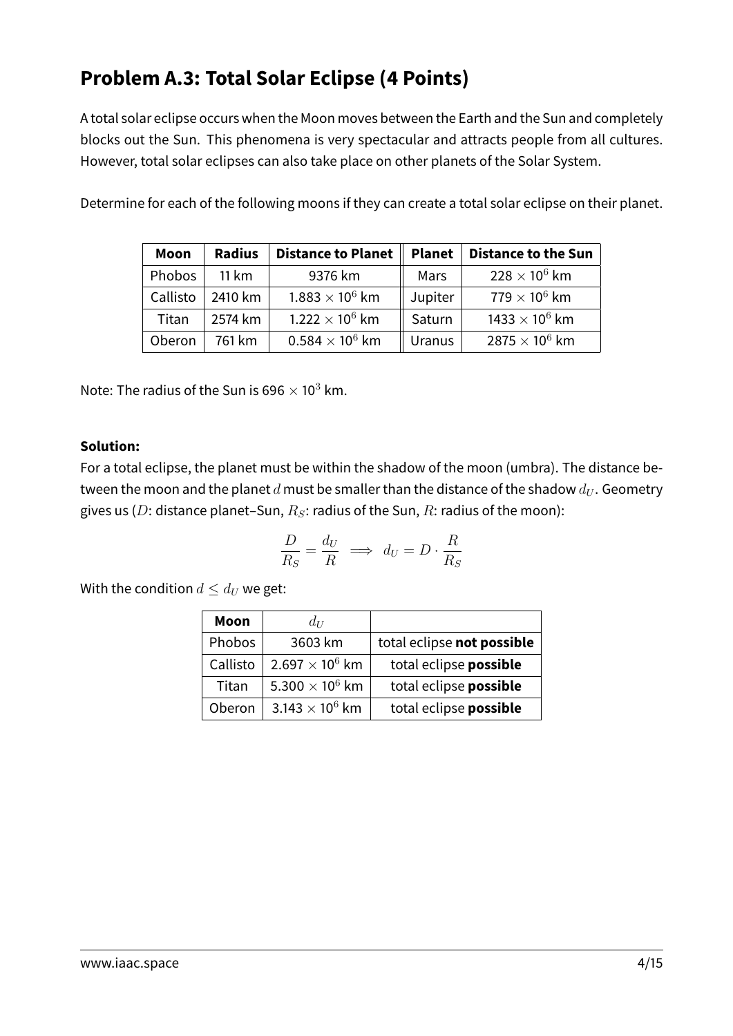# Problem A.3: Total Solar Eclipse (4 Points)

A total solar eclipse occurs when the Moon moves between the Earth and the Sun and completely blocks out the Sun. This phenomena is very spectacular and attracts people from all cultures. However, total solar eclipses can also take place on other planets of the Solar System.

Determine for each of the following moons if they can create a total solar eclipse on their planet.

| Moon | Radius | Distance to Planet | Planet | Distance to the Sun |
|---|---|---|---|---|
| Phobos | 11 km | 9376 km | Mars | $228 \times 10^6$ km |
| Callisto | 2410 km | $1.883 \times 10^6$ km | Jupiter | $779 \times 10^6$ km |
| Titan | 2574 km | $1.222 \times 10^6$ km | Saturn | $1433 \times 10^6$ km |
| Oberon | 761 km | $0.584 \times 10^6$ km | Uranus | $2875 \times 10^6$ km |

Note: The radius of the Sun is $696 \times 10^3$ km.

**Solution:**

For a total eclipse, the planet must be within the shadow of the moon (umbra). The distance between the moon and the planet $d$ must be smaller than the distance of the shadow $d_U$. Geometry gives us ($D$: distance planet–Sun, $R_S$: radius of the Sun, $R$: radius of the moon):

$$\frac{D}{R_S} = \frac{d_U}{R} \implies d_U = D \cdot \frac{R}{R_S}$$

With the condition $d \leq d_U$ we get:

| Moon | $d_U$ | |
|---|---|---|
| Phobos | 3603 km | total eclipse **not possible** |
| Callisto | $2.697 \times 10^6$ km | total eclipse **possible** |
| Titan | $5.300 \times 10^6$ km | total eclipse **possible** |
| Oberon | $3.143 \times 10^6$ km | total eclipse **possible** |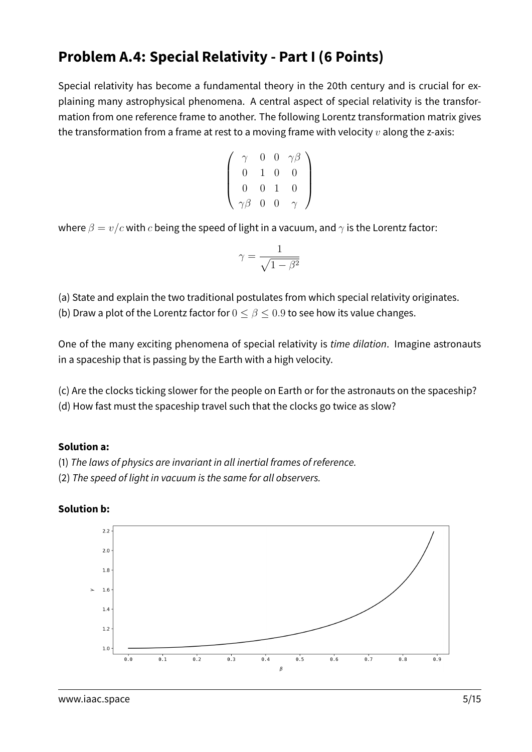## Problem A.4: Special Relativity - Part I (6 Points)

Special relativity has become a fundamental theory in the 20th century and is crucial for explaining many astrophysical phenomena. A central aspect of special relativity is the transformation from one reference frame to another. The following Lorentz transformation matrix gives the transformation from a frame at rest to a moving frame with velocity $v$ along the z-axis:

$$\begin{pmatrix} \gamma & 0 & 0 & \gamma\beta \\ 0 & 1 & 0 & 0 \\ 0 & 0 & 1 & 0 \\ \gamma\beta & 0 & 0 & \gamma \end{pmatrix}$$

where $\beta = v/c$ with $c$ being the speed of light in a vacuum, and $\gamma$ is the Lorentz factor:

$$\gamma = \frac{1}{\sqrt{1-\beta^2}}$$

(a) State and explain the two traditional postulates from which special relativity originates.
(b) Draw a plot of the Lorentz factor for $0 \leq \beta \leq 0.9$ to see how its value changes.

One of the many exciting phenomena of special relativity is *time dilation*. Imagine astronauts in a spaceship that is passing by the Earth with a high velocity.

(c) Are the clocks ticking slower for the people on Earth or for the astronauts on the spaceship?
(d) How fast must the spaceship travel such that the clocks go twice as slow?

**Solution a:**

(1) *The laws of physics are invariant in all inertial frames of reference.*
(2) *The speed of light in vacuum is the same for all observers.*

**Solution b:**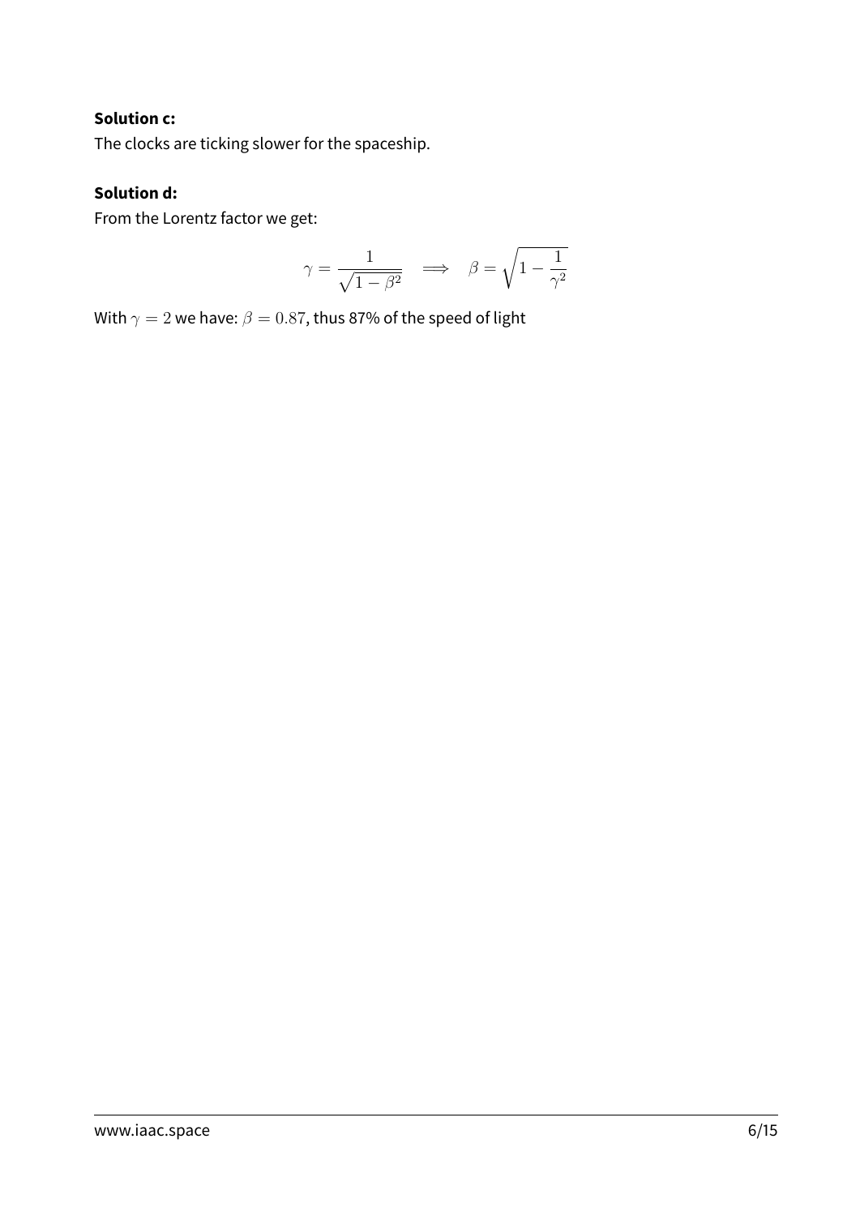**Solution c:**
The clocks are ticking slower for the spaceship.

**Solution d:**
From the Lorentz factor we get:

$$\gamma = \frac{1}{\sqrt{1-\beta^2}} \quad \implies \quad \beta = \sqrt{1 - \frac{1}{\gamma^2}}$$

With $\gamma = 2$ we have: $\beta = 0.87$, thus 87% of the speed of light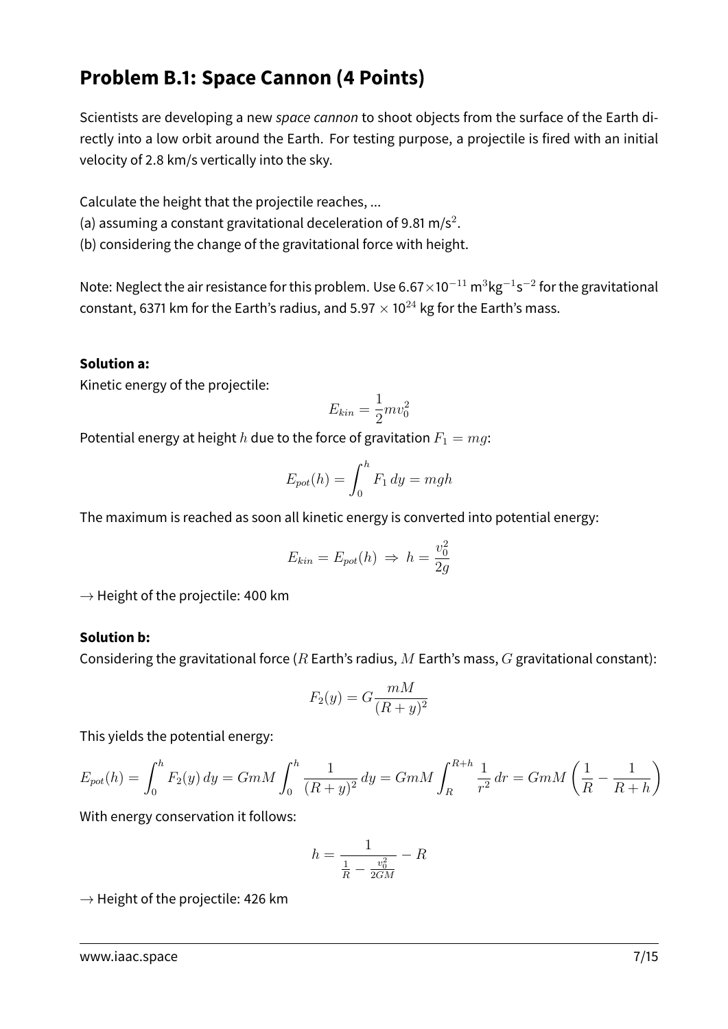## Problem B.1: Space Cannon (4 Points)

Scientists are developing a new *space cannon* to shoot objects from the surface of the Earth directly into a low orbit around the Earth. For testing purpose, a projectile is fired with an initial velocity of 2.8 km/s vertically into the sky.

Calculate the height that the projectile reaches, ...
(a) assuming a constant gravitational deceleration of 9.81 m/s$^2$.
(b) considering the change of the gravitational force with height.

Note: Neglect the air resistance for this problem. Use $6.67 \times 10^{-11}$ m$^3$kg$^{-1}$s$^{-2}$ for the gravitational constant, 6371 km for the Earth's radius, and $5.97 \times 10^{24}$ kg for the Earth's mass.

**Solution a:**

Kinetic energy of the projectile:

$$E_{kin} = \frac{1}{2} m v_0^2$$

Potential energy at height $h$ due to the force of gravitation $F_1 = mg$:

$$E_{pot}(h) = \int_0^h F_1 \, dy = mgh$$

The maximum is reached as soon all kinetic energy is converted into potential energy:

$$E_{kin} = E_{pot}(h) \Rightarrow h = \frac{v_0^2}{2g}$$

$\rightarrow$ Height of the projectile: 400 km

**Solution b:**

Considering the gravitational force ($R$ Earth's radius, $M$ Earth's mass, $G$ gravitational constant):

$$F_2(y) = G \frac{mM}{(R+y)^2}$$

This yields the potential energy:

$$E_{pot}(h) = \int_0^h F_2(y) \, dy = GmM \int_0^h \frac{1}{(R+y)^2} \, dy = GmM \int_R^{R+h} \frac{1}{r^2} \, dr = GmM \left( \frac{1}{R} - \frac{1}{R+h} \right)$$

With energy conservation it follows:

$$h = \frac{1}{\frac{1}{R} - \frac{v_0^2}{2GM}} - R$$

$\rightarrow$ Height of the projectile: 426 km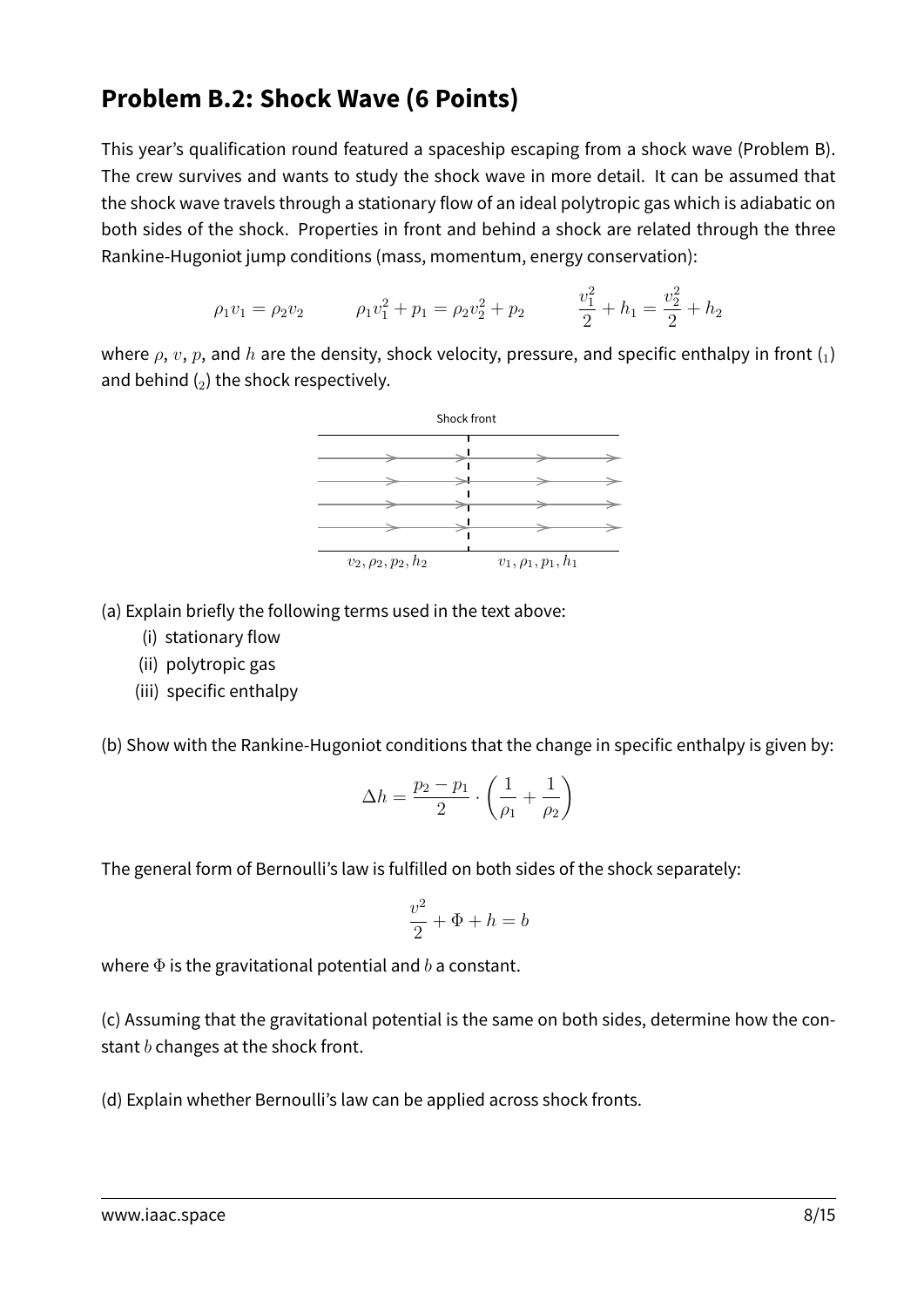## Problem B.2: Shock Wave (6 Points)

This year's qualification round featured a spaceship escaping from a shock wave (Problem B). The crew survives and wants to study the shock wave in more detail. It can be assumed that the shock wave travels through a stationary flow of an ideal polytropic gas which is adiabatic on both sides of the shock. Properties in front and behind a shock are related through the three Rankine-Hugoniot jump conditions (mass, momentum, energy conservation):

$$\rho_1 v_1 = \rho_2 v_2 \qquad \rho_1 v_1^2 + p_1 = \rho_2 v_2^2 + p_2 \qquad \frac{v_1^2}{2} + h_1 = \frac{v_2^2}{2} + h_2$$

where $\rho$, $v$, $p$, and $h$ are the density, shock velocity, pressure, and specific enthalpy in front ($_1$) and behind ($_2$) the shock respectively.

Shock front

$v_2, \rho_2, p_2, h_2$ $\qquad$ $v_1, \rho_1, p_1, h_1$

(a) Explain briefly the following terms used in the text above:

(i) stationary flow

(ii) polytropic gas

(iii) specific enthalpy

(b) Show with the Rankine-Hugoniot conditions that the change in specific enthalpy is given by:

$$\Delta h = \frac{p_2 - p_1}{2} \cdot \left( \frac{1}{\rho_1} + \frac{1}{\rho_2} \right)$$

The general form of Bernoulli's law is fulfilled on both sides of the shock separately:

$$\frac{v^2}{2} + \Phi + h = b$$

where $\Phi$ is the gravitational potential and $b$ a constant.

(c) Assuming that the gravitational potential is the same on both sides, determine how the constant $b$ changes at the shock front.

(d) Explain whether Bernoulli's law can be applied across shock fronts.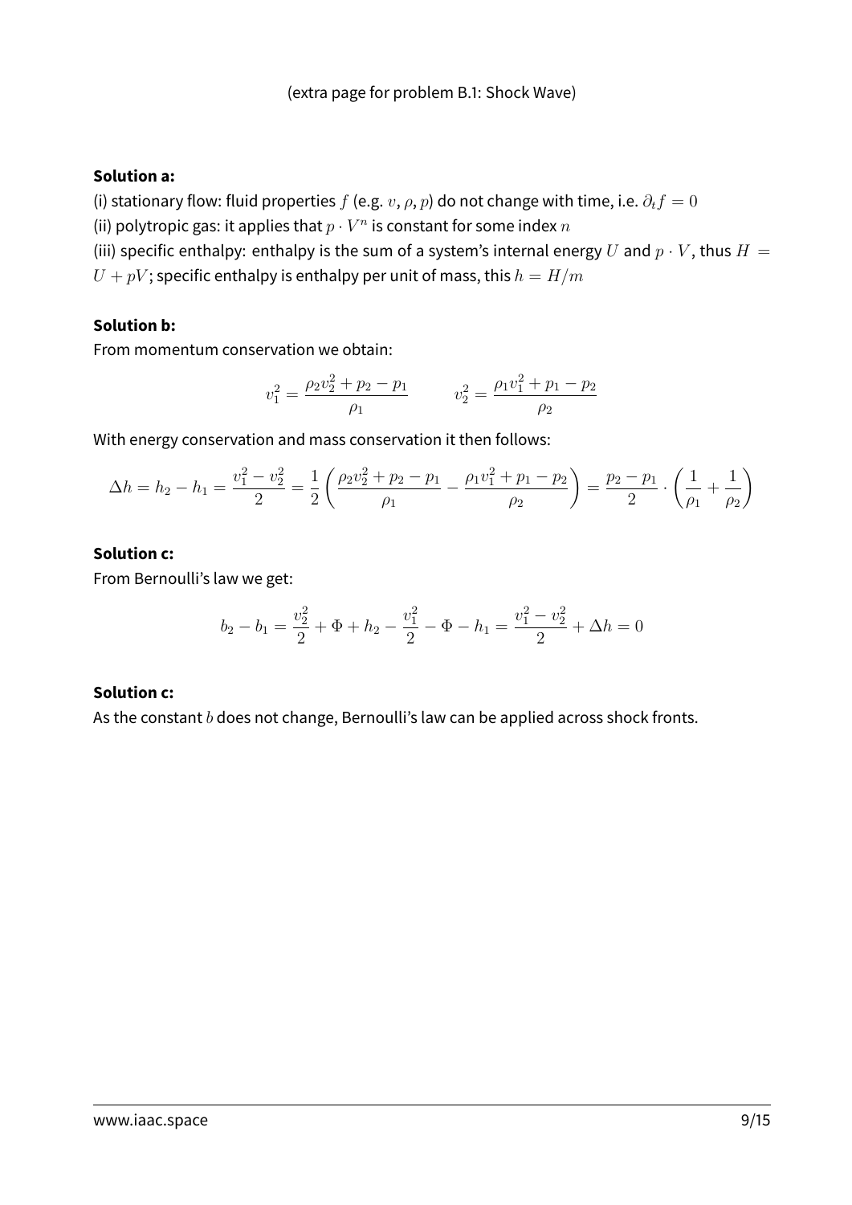(extra page for problem B.1: Shock Wave)

**Solution a:**

(i) stationary flow: fluid properties $f$ (e.g. $v, \rho, p$) do not change with time, i.e. $\partial_t f = 0$

(ii) polytropic gas: it applies that $p \cdot V^n$ is constant for some index $n$

(iii) specific enthalpy: enthalpy is the sum of a system's internal energy $U$ and $p \cdot V$, thus $H = U + pV$; specific enthalpy is enthalpy per unit of mass, this $h = H/m$

**Solution b:**

From momentum conservation we obtain:

$$v_1^2 = \frac{\rho_2 v_2^2 + p_2 - p_1}{\rho_1} \qquad v_2^2 = \frac{\rho_1 v_1^2 + p_1 - p_2}{\rho_2}$$

With energy conservation and mass conservation it then follows:

$$\Delta h = h_2 - h_1 = \frac{v_1^2 - v_2^2}{2} = \frac{1}{2}\left(\frac{\rho_2 v_2^2 + p_2 - p_1}{\rho_1} - \frac{\rho_1 v_1^2 + p_1 - p_2}{\rho_2}\right) = \frac{p_2 - p_1}{2} \cdot \left(\frac{1}{\rho_1} + \frac{1}{\rho_2}\right)$$

**Solution c:**

From Bernoulli's law we get:

$$b_2 - b_1 = \frac{v_2^2}{2} + \Phi + h_2 - \frac{v_1^2}{2} - \Phi - h_1 = \frac{v_1^2 - v_2^2}{2} + \Delta h = 0$$

**Solution c:**

As the constant $b$ does not change, Bernoulli's law can be applied across shock fronts.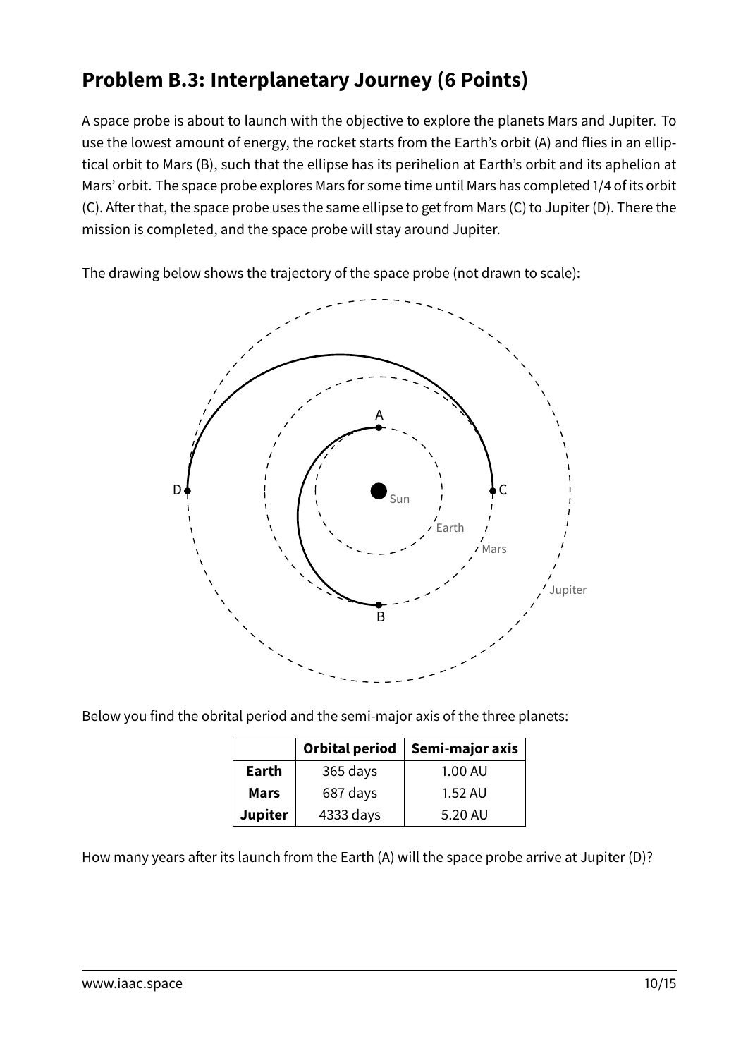## Problem B.3: Interplanetary Journey (6 Points)

A space probe is about to launch with the objective to explore the planets Mars and Jupiter. To use the lowest amount of energy, the rocket starts from the Earth's orbit (A) and flies in an elliptical orbit to Mars (B), such that the ellipse has its perihelion at Earth's orbit and its aphelion at Mars' orbit. The space probe explores Mars for some time until Mars has completed 1/4 of its orbit (C). After that, the space probe uses the same ellipse to get from Mars (C) to Jupiter (D). There the mission is completed, and the space probe will stay around Jupiter.

The drawing below shows the trajectory of the space probe (not drawn to scale):

Below you find the obrital period and the semi-major axis of the three planets:

| | Orbital period | Semi-major axis |
|---|---|---|
| **Earth** | 365 days | 1.00 AU |
| **Mars** | 687 days | 1.52 AU |
| **Jupiter** | 4333 days | 5.20 AU |

How many years after its launch from the Earth (A) will the space probe arrive at Jupiter (D)?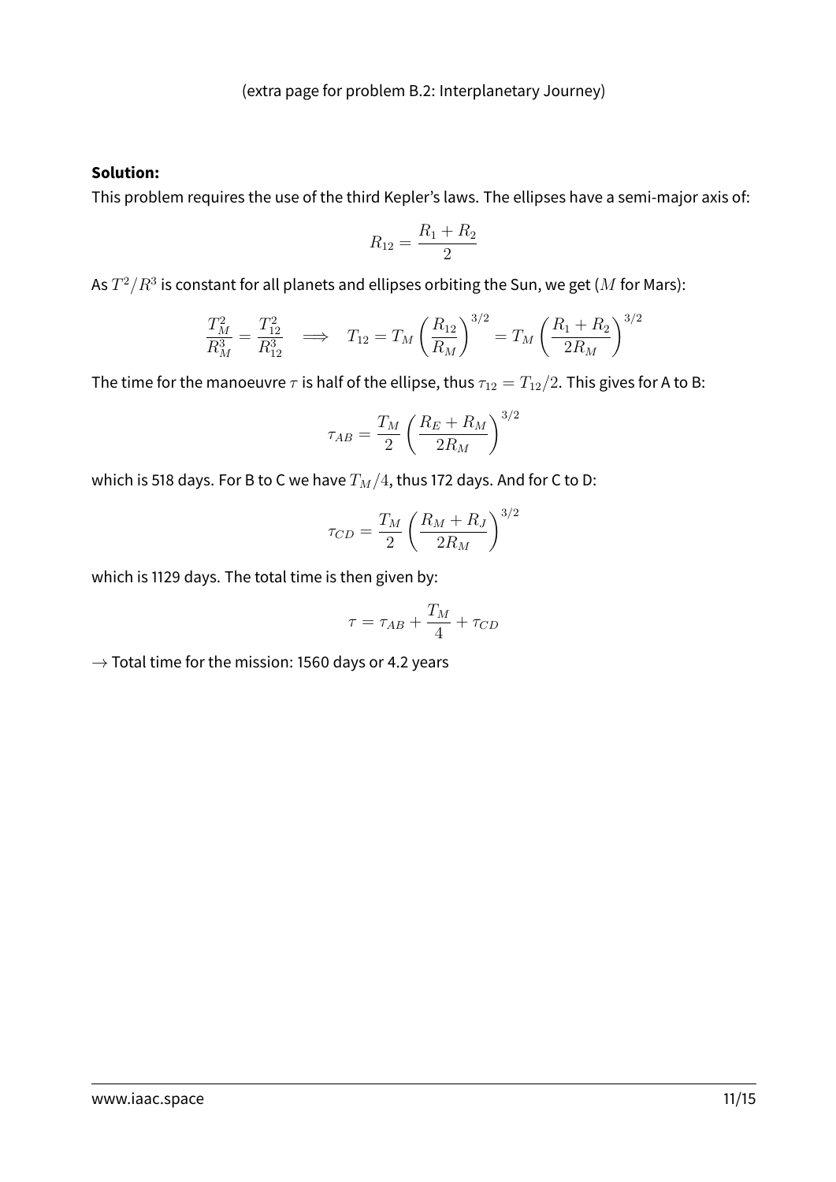(extra page for problem B.2: Interplanetary Journey)

**Solution:**

This problem requires the use of the third Kepler's laws. The ellipses have a semi-major axis of:

$$R_{12} = \frac{R_1 + R_2}{2}$$

As $T^2/R^3$ is constant for all planets and ellipses orbiting the Sun, we get ($M$ for Mars):

$$\frac{T_M^2}{R_M^3} = \frac{T_{12}^2}{R_{12}^3} \implies T_{12} = T_M \left(\frac{R_{12}}{R_M}\right)^{3/2} = T_M \left(\frac{R_1 + R_2}{2R_M}\right)^{3/2}$$

The time for the manoeuvre $\tau$ is half of the ellipse, thus $\tau_{12} = T_{12}/2$. This gives for A to B:

$$\tau_{AB} = \frac{T_M}{2} \left(\frac{R_E + R_M}{2R_M}\right)^{3/2}$$

which is 518 days. For B to C we have $T_M/4$, thus 172 days. And for C to D:

$$\tau_{CD} = \frac{T_M}{2} \left(\frac{R_M + R_J}{2R_M}\right)^{3/2}$$

which is 1129 days. The total time is then given by:

$$\tau = \tau_{AB} + \frac{T_M}{4} + \tau_{CD}$$

$\rightarrow$ Total time for the mission: 1560 days or 4.2 years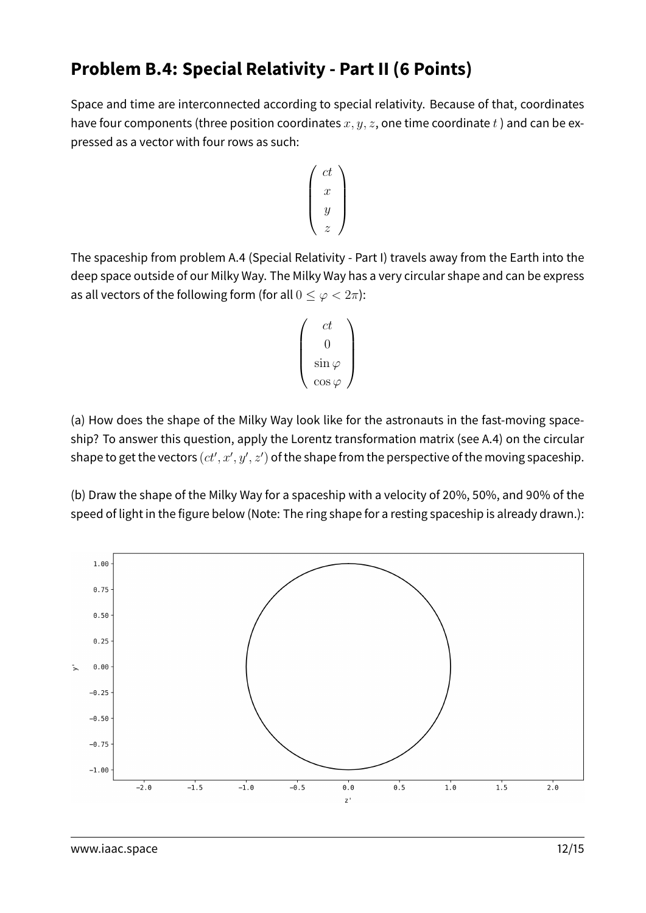## Problem B.4: Special Relativity - Part II (6 Points)

Space and time are interconnected according to special relativity. Because of that, coordinates have four components (three position coordinates $x, y, z$, one time coordinate $t$ ) and can be expressed as a vector with four rows as such:

$$\begin{pmatrix} ct \\ x \\ y \\ z \end{pmatrix}$$

The spaceship from problem A.4 (Special Relativity - Part I) travels away from the Earth into the deep space outside of our Milky Way. The Milky Way has a very circular shape and can be express as all vectors of the following form (for all $0 \leq \varphi < 2\pi$):

$$\begin{pmatrix} ct \\ 0 \\ \sin\varphi \\ \cos\varphi \end{pmatrix}$$

(a) How does the shape of the Milky Way look like for the astronauts in the fast-moving spaceship? To answer this question, apply the Lorentz transformation matrix (see A.4) on the circular shape to get the vectors $(ct', x', y', z')$ of the shape from the perspective of the moving spaceship.

(b) Draw the shape of the Milky Way for a spaceship with a velocity of 20%, 50%, and 90% of the speed of light in the figure below (Note: The ring shape for a resting spaceship is already drawn.):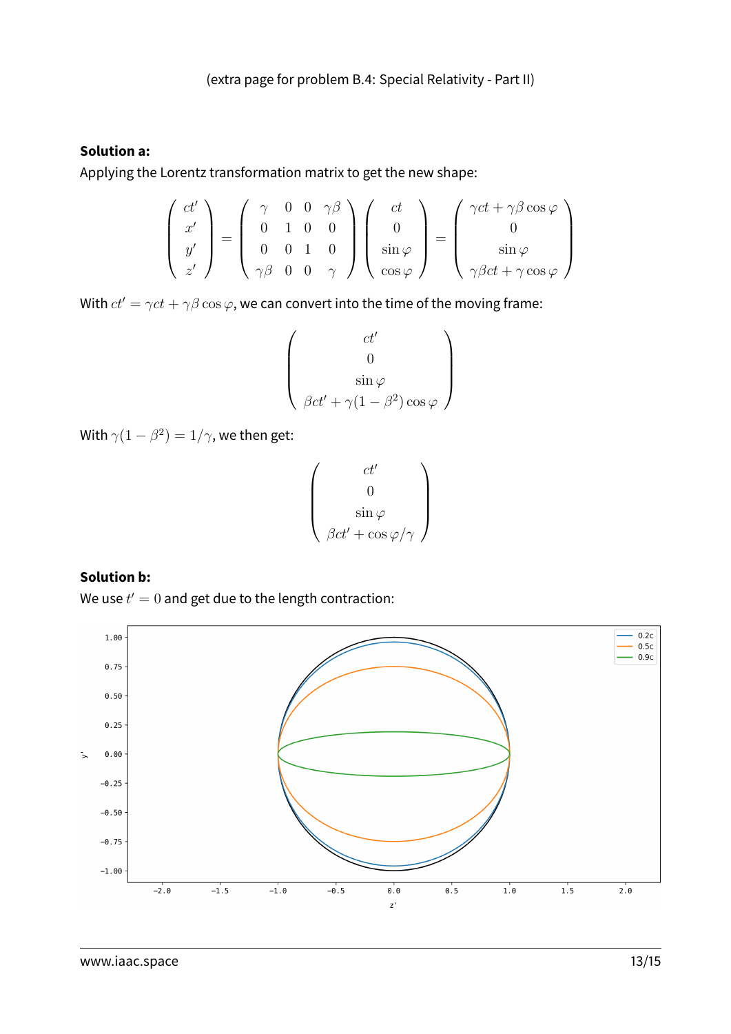(extra page for problem B.4: Special Relativity - Part II)

**Solution a:**

Applying the Lorentz transformation matrix to get the new shape:

$$\begin{pmatrix} ct' \\ x' \\ y' \\ z' \end{pmatrix} = \begin{pmatrix} \gamma & 0 & 0 & \gamma\beta \\ 0 & 1 & 0 & 0 \\ 0 & 0 & 1 & 0 \\ \gamma\beta & 0 & 0 & \gamma \end{pmatrix} \begin{pmatrix} ct \\ 0 \\ \sin\varphi \\ \cos\varphi \end{pmatrix} = \begin{pmatrix} \gamma ct + \gamma\beta\cos\varphi \\ 0 \\ \sin\varphi \\ \gamma\beta ct + \gamma\cos\varphi \end{pmatrix}$$

With $ct' = \gamma ct + \gamma\beta\cos\varphi$, we can convert into the time of the moving frame:

$$\begin{pmatrix} ct' \\ 0 \\ \sin\varphi \\ \beta ct' + \gamma(1-\beta^2)\cos\varphi \end{pmatrix}$$

With $\gamma(1-\beta^2) = 1/\gamma$, we then get:

$$\begin{pmatrix} ct' \\ 0 \\ \sin\varphi \\ \beta ct' + \cos\varphi/\gamma \end{pmatrix}$$

**Solution b:**

We use $t' = 0$ and get due to the length contraction: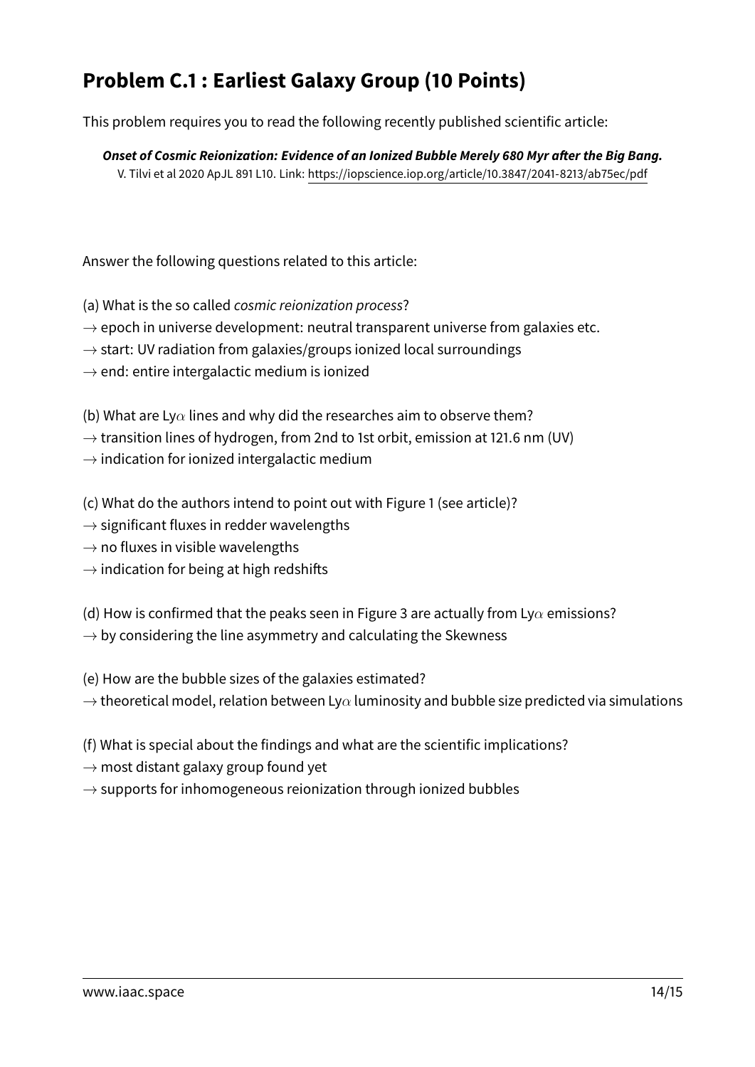## Problem C.1 : Earliest Galaxy Group (10 Points)

This problem requires you to read the following recently published scientific article:

***Onset of Cosmic Reionization: Evidence of an Ionized Bubble Merely 680 Myr after the Big Bang.***
V. Tilvi et al 2020 ApJL 891 L10. Link: https://iopscience.iop.org/article/10.3847/2041-8213/ab75ec/pdf

Answer the following questions related to this article:

(a) What is the so called *cosmic reionization process*?
$\rightarrow$ epoch in universe development: neutral transparent universe from galaxies etc.
$\rightarrow$ start: UV radiation from galaxies/groups ionized local surroundings
$\rightarrow$ end: entire intergalactic medium is ionized

(b) What are Ly$\alpha$ lines and why did the researches aim to observe them?
$\rightarrow$ transition lines of hydrogen, from 2nd to 1st orbit, emission at 121.6 nm (UV)
$\rightarrow$ indication for ionized intergalactic medium

(c) What do the authors intend to point out with Figure 1 (see article)?
$\rightarrow$ significant fluxes in redder wavelengths
$\rightarrow$ no fluxes in visible wavelengths
$\rightarrow$ indication for being at high redshifts

(d) How is confirmed that the peaks seen in Figure 3 are actually from Ly$\alpha$ emissions?
$\rightarrow$ by considering the line asymmetry and calculating the Skewness

(e) How are the bubble sizes of the galaxies estimated?
$\rightarrow$ theoretical model, relation between Ly$\alpha$ luminosity and bubble size predicted via simulations

(f) What is special about the findings and what are the scientific implications?
$\rightarrow$ most distant galaxy group found yet
$\rightarrow$ supports for inhomogeneous reionization through ionized bubbles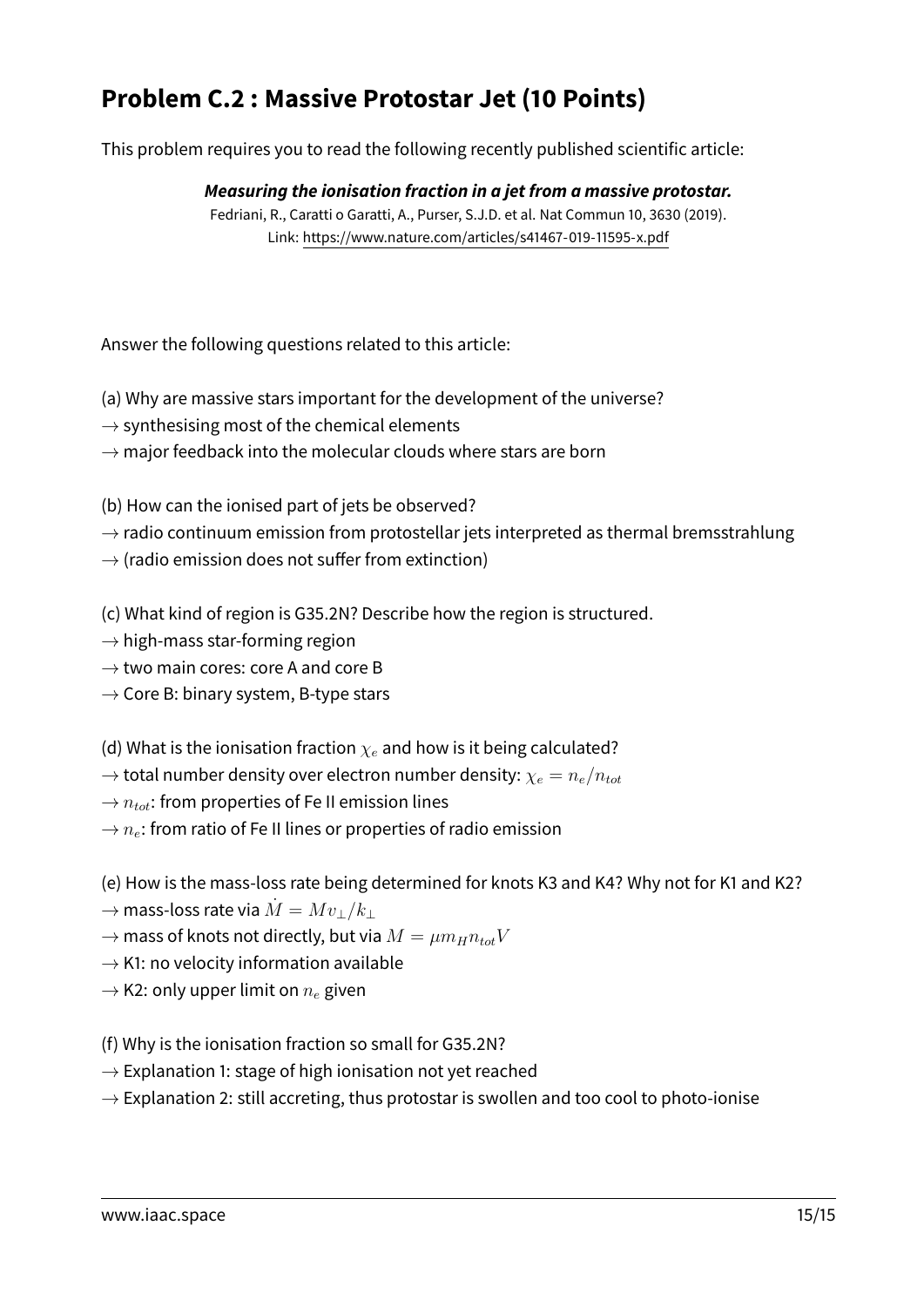## Problem C.2 : Massive Protostar Jet (10 Points)

This problem requires you to read the following recently published scientific article:

***Measuring the ionisation fraction in a jet from a massive protostar.***
Fedriani, R., Caratti o Garatti, A., Purser, S.J.D. et al. Nat Commun 10, 3630 (2019).
Link: https://www.nature.com/articles/s41467-019-11595-x.pdf

Answer the following questions related to this article:

(a) Why are massive stars important for the development of the universe?
$\rightarrow$ synthesising most of the chemical elements
$\rightarrow$ major feedback into the molecular clouds where stars are born

(b) How can the ionised part of jets be observed?
$\rightarrow$ radio continuum emission from protostellar jets interpreted as thermal bremsstrahlung
$\rightarrow$ (radio emission does not suffer from extinction)

(c) What kind of region is G35.2N? Describe how the region is structured.
$\rightarrow$ high-mass star-forming region
$\rightarrow$ two main cores: core A and core B
$\rightarrow$ Core B: binary system, B-type stars

(d) What is the ionisation fraction $\chi_e$ and how is it being calculated?
$\rightarrow$ total number density over electron number density: $\chi_e = n_e/n_{tot}$
$\rightarrow$ $n_{tot}$: from properties of Fe II emission lines
$\rightarrow$ $n_e$: from ratio of Fe II lines or properties of radio emission

(e) How is the mass-loss rate being determined for knots K3 and K4? Why not for K1 and K2?
$\rightarrow$ mass-loss rate via $\dot{M} = Mv_{\perp}/k_{\perp}$
$\rightarrow$ mass of knots not directly, but via $M = \mu m_H n_{tot} V$
$\rightarrow$ K1: no velocity information available
$\rightarrow$ K2: only upper limit on $n_e$ given

(f) Why is the ionisation fraction so small for G35.2N?
$\rightarrow$ Explanation 1: stage of high ionisation not yet reached
$\rightarrow$ Explanation 2: still accreting, thus protostar is swollen and too cool to photo-ionise